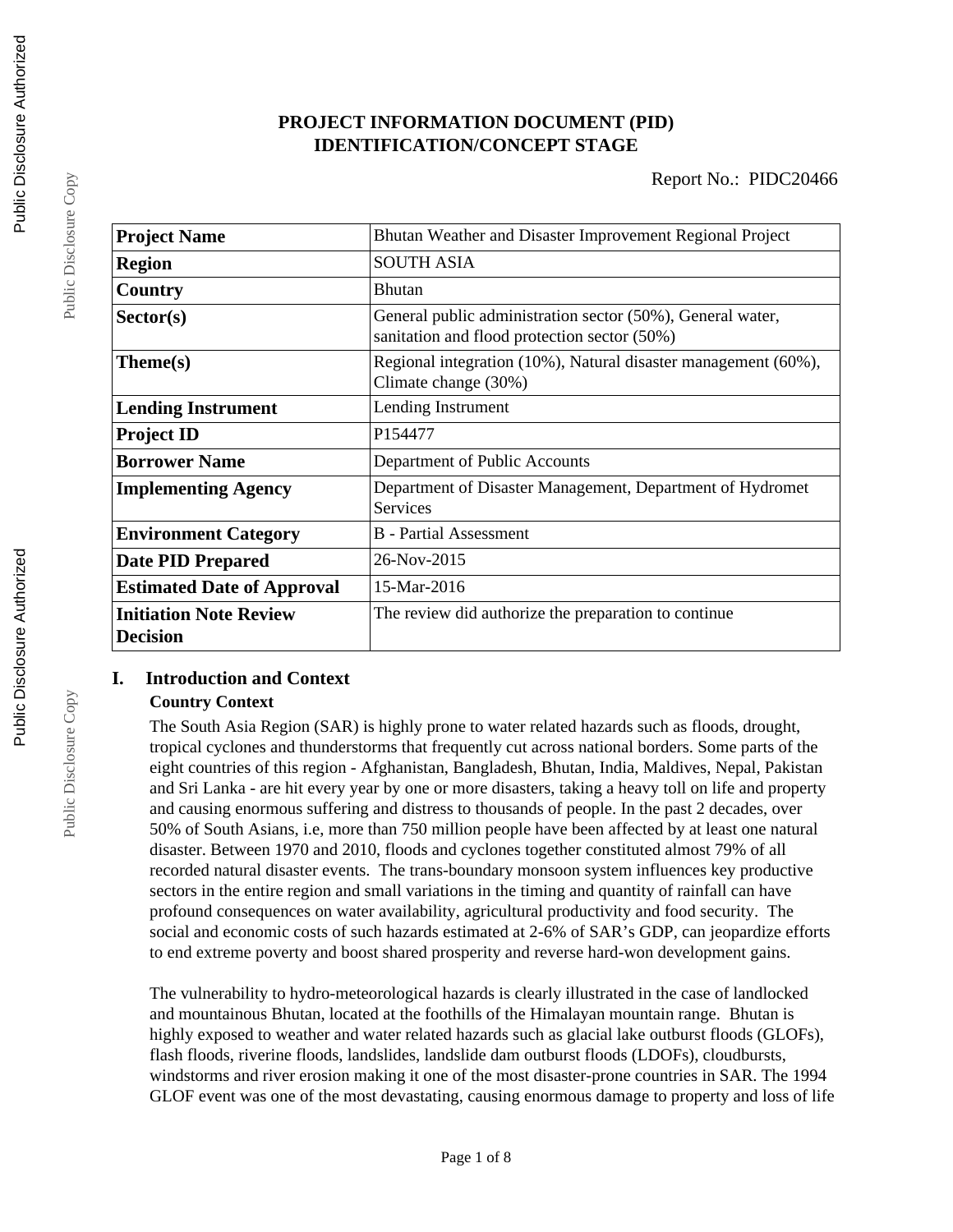# PROJECT INFORMATION DOCUMENT (PID)
# IDENTIFICATION/CONCEPT STAGE

Report No.: PIDC20466

| **Project Name** | Bhutan Weather and Disaster Improvement Regional Project |
|---|---|
| **Region** | SOUTH ASIA |
| **Country** | Bhutan |
| **Sector(s)** | General public administration sector (50%), General water, sanitation and flood protection sector (50%) |
| **Theme(s)** | Regional integration (10%), Natural disaster management (60%), Climate change (30%) |
| **Lending Instrument** | Lending Instrument |
| **Project ID** | P154477 |
| **Borrower Name** | Department of Public Accounts |
| **Implementing Agency** | Department of Disaster Management, Department of Hydromet Services |
| **Environment Category** | B - Partial Assessment |
| **Date PID Prepared** | 26-Nov-2015 |
| **Estimated Date of Approval** | 15-Mar-2016 |
| **Initiation Note Review Decision** | The review did authorize the preparation to continue |

## I. Introduction and Context

### Country Context

The South Asia Region (SAR) is highly prone to water related hazards such as floods, drought, tropical cyclones and thunderstorms that frequently cut across national borders. Some parts of the eight countries of this region - Afghanistan, Bangladesh, Bhutan, India, Maldives, Nepal, Pakistan and Sri Lanka - are hit every year by one or more disasters, taking a heavy toll on life and property and causing enormous suffering and distress to thousands of people. In the past 2 decades, over 50% of South Asians, i.e, more than 750 million people have been affected by at least one natural disaster. Between 1970 and 2010, floods and cyclones together constituted almost 79% of all recorded natural disaster events. The trans-boundary monsoon system influences key productive sectors in the entire region and small variations in the timing and quantity of rainfall can have profound consequences on water availability, agricultural productivity and food security. The social and economic costs of such hazards estimated at 2-6% of SAR's GDP, can jeopardize efforts to end extreme poverty and boost shared prosperity and reverse hard-won development gains.

The vulnerability to hydro-meteorological hazards is clearly illustrated in the case of landlocked and mountainous Bhutan, located at the foothills of the Himalayan mountain range. Bhutan is highly exposed to weather and water related hazards such as glacial lake outburst floods (GLOFs), flash floods, riverine floods, landslides, landslide dam outburst floods (LDOFs), cloudbursts, windstorms and river erosion making it one of the most disaster-prone countries in SAR. The 1994 GLOF event was one of the most devastating, causing enormous damage to property and loss of life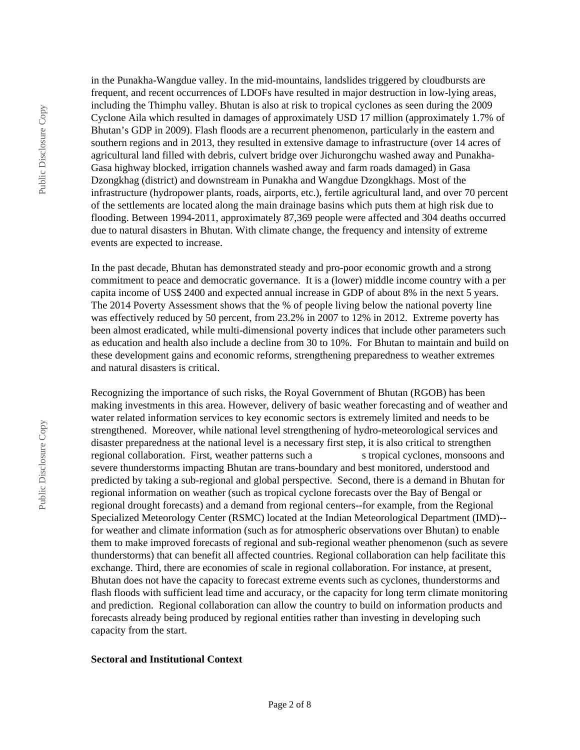in the Punakha-Wangdue valley. In the mid-mountains, landslides triggered by cloudbursts are frequent, and recent occurrences of LDOFs have resulted in major destruction in low-lying areas, including the Thimphu valley. Bhutan is also at risk to tropical cyclones as seen during the 2009 Cyclone Aila which resulted in damages of approximately USD 17 million (approximately 1.7% of Bhutan's GDP in 2009). Flash floods are a recurrent phenomenon, particularly in the eastern and southern regions and in 2013, they resulted in extensive damage to infrastructure (over 14 acres of agricultural land filled with debris, culvert bridge over Jichurongchu washed away and Punakha-Gasa highway blocked, irrigation channels washed away and farm roads damaged) in Gasa Dzongkhag (district) and downstream in Punakha and Wangdue Dzongkhags. Most of the infrastructure (hydropower plants, roads, airports, etc.), fertile agricultural land, and over 70 percent of the settlements are located along the main drainage basins which puts them at high risk due to flooding. Between 1994-2011, approximately 87,369 people were affected and 304 deaths occurred due to natural disasters in Bhutan. With climate change, the frequency and intensity of extreme events are expected to increase.

In the past decade, Bhutan has demonstrated steady and pro-poor economic growth and a strong commitment to peace and democratic governance. It is a (lower) middle income country with a per capita income of US$ 2400 and expected annual increase in GDP of about 8% in the next 5 years. The 2014 Poverty Assessment shows that the % of people living below the national poverty line was effectively reduced by 50 percent, from 23.2% in 2007 to 12% in 2012. Extreme poverty has been almost eradicated, while multi-dimensional poverty indices that include other parameters such as education and health also include a decline from 30 to 10%. For Bhutan to maintain and build on these development gains and economic reforms, strengthening preparedness to weather extremes and natural disasters is critical.

Recognizing the importance of such risks, the Royal Government of Bhutan (RGOB) has been making investments in this area. However, delivery of basic weather forecasting and of weather and water related information services to key economic sectors is extremely limited and needs to be strengthened. Moreover, while national level strengthening of hydro-meteorological services and disaster preparedness at the national level is a necessary first step, it is also critical to strengthen regional collaboration. First, weather patterns such a s tropical cyclones, monsoons and severe thunderstorms impacting Bhutan are trans-boundary and best monitored, understood and predicted by taking a sub-regional and global perspective. Second, there is a demand in Bhutan for regional information on weather (such as tropical cyclone forecasts over the Bay of Bengal or regional drought forecasts) and a demand from regional centers--for example, from the Regional Specialized Meteorology Center (RSMC) located at the Indian Meteorological Department (IMD)--for weather and climate information (such as for atmospheric observations over Bhutan) to enable them to make improved forecasts of regional and sub-regional weather phenomenon (such as severe thunderstorms) that can benefit all affected countries. Regional collaboration can help facilitate this exchange. Third, there are economies of scale in regional collaboration. For instance, at present, Bhutan does not have the capacity to forecast extreme events such as cyclones, thunderstorms and flash floods with sufficient lead time and accuracy, or the capacity for long term climate monitoring and prediction. Regional collaboration can allow the country to build on information products and forecasts already being produced by regional entities rather than investing in developing such capacity from the start.

**Sectoral and Institutional Context**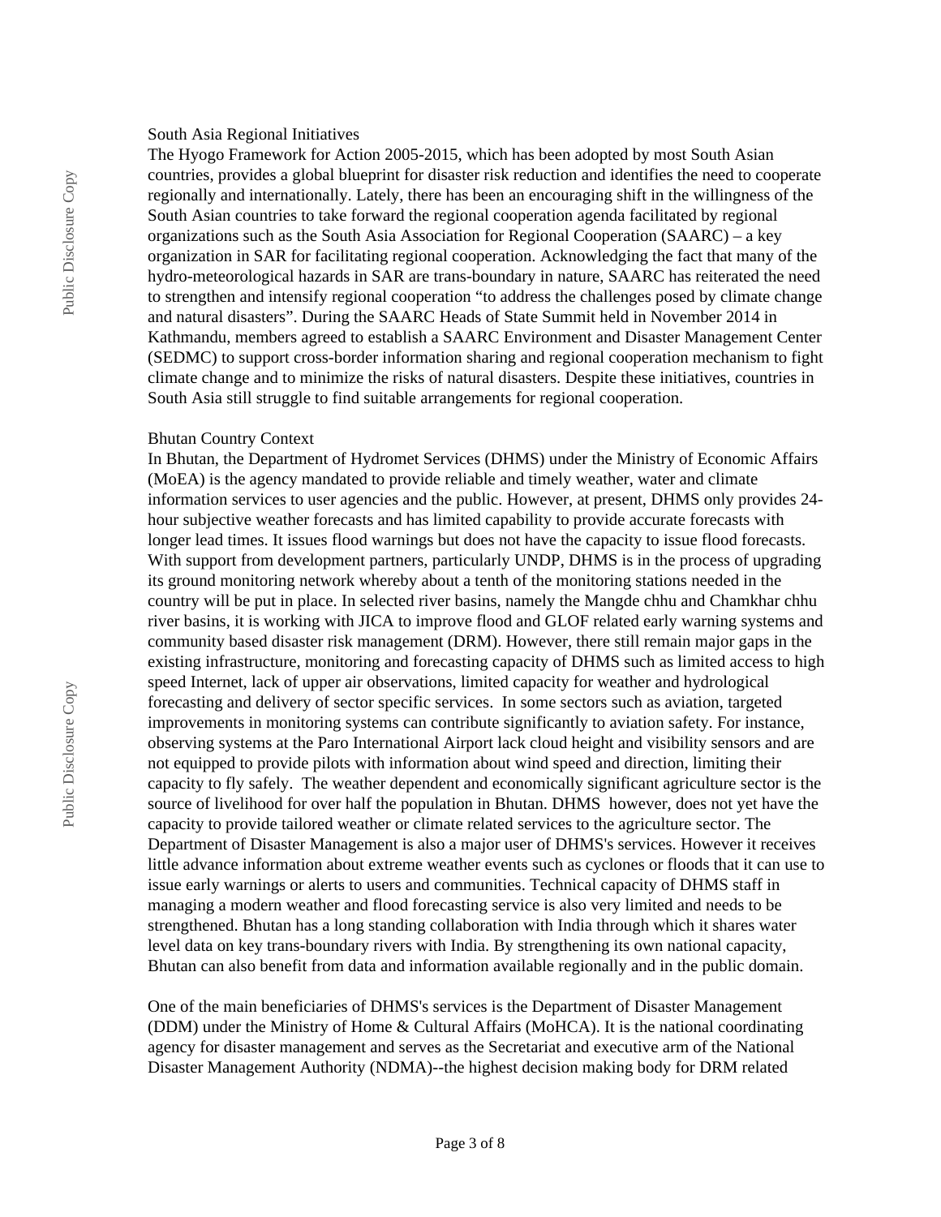South Asia Regional Initiatives

The Hyogo Framework for Action 2005-2015, which has been adopted by most South Asian countries, provides a global blueprint for disaster risk reduction and identifies the need to cooperate regionally and internationally. Lately, there has been an encouraging shift in the willingness of the South Asian countries to take forward the regional cooperation agenda facilitated by regional organizations such as the South Asia Association for Regional Cooperation (SAARC) – a key organization in SAR for facilitating regional cooperation. Acknowledging the fact that many of the hydro-meteorological hazards in SAR are trans-boundary in nature, SAARC has reiterated the need to strengthen and intensify regional cooperation "to address the challenges posed by climate change and natural disasters". During the SAARC Heads of State Summit held in November 2014 in Kathmandu, members agreed to establish a SAARC Environment and Disaster Management Center (SEDMC) to support cross-border information sharing and regional cooperation mechanism to fight climate change and to minimize the risks of natural disasters. Despite these initiatives, countries in South Asia still struggle to find suitable arrangements for regional cooperation.

Bhutan Country Context

In Bhutan, the Department of Hydromet Services (DHMS) under the Ministry of Economic Affairs (MoEA) is the agency mandated to provide reliable and timely weather, water and climate information services to user agencies and the public. However, at present, DHMS only provides 24-hour subjective weather forecasts and has limited capability to provide accurate forecasts with longer lead times. It issues flood warnings but does not have the capacity to issue flood forecasts. With support from development partners, particularly UNDP, DHMS is in the process of upgrading its ground monitoring network whereby about a tenth of the monitoring stations needed in the country will be put in place. In selected river basins, namely the Mangde chhu and Chamkhar chhu river basins, it is working with JICA to improve flood and GLOF related early warning systems and community based disaster risk management (DRM). However, there still remain major gaps in the existing infrastructure, monitoring and forecasting capacity of DHMS such as limited access to high speed Internet, lack of upper air observations, limited capacity for weather and hydrological forecasting and delivery of sector specific services. In some sectors such as aviation, targeted improvements in monitoring systems can contribute significantly to aviation safety. For instance, observing systems at the Paro International Airport lack cloud height and visibility sensors and are not equipped to provide pilots with information about wind speed and direction, limiting their capacity to fly safely. The weather dependent and economically significant agriculture sector is the source of livelihood for over half the population in Bhutan. DHMS however, does not yet have the capacity to provide tailored weather or climate related services to the agriculture sector. The Department of Disaster Management is also a major user of DHMS's services. However it receives little advance information about extreme weather events such as cyclones or floods that it can use to issue early warnings or alerts to users and communities. Technical capacity of DHMS staff in managing a modern weather and flood forecasting service is also very limited and needs to be strengthened. Bhutan has a long standing collaboration with India through which it shares water level data on key trans-boundary rivers with India. By strengthening its own national capacity, Bhutan can also benefit from data and information available regionally and in the public domain.

One of the main beneficiaries of DHMS's services is the Department of Disaster Management (DDM) under the Ministry of Home & Cultural Affairs (MoHCA). It is the national coordinating agency for disaster management and serves as the Secretariat and executive arm of the National Disaster Management Authority (NDMA)--the highest decision making body for DRM related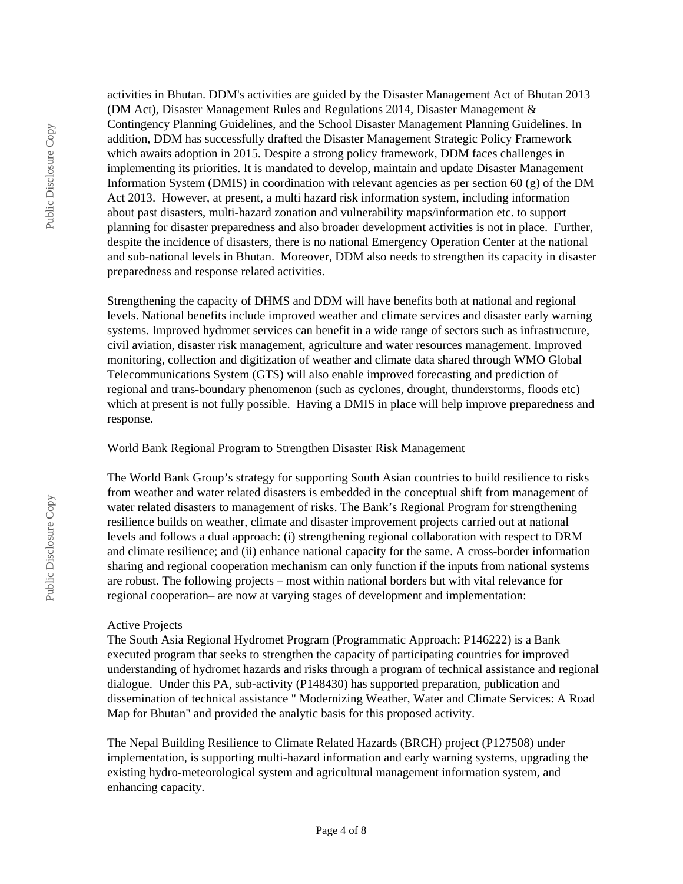activities in Bhutan. DDM's activities are guided by the Disaster Management Act of Bhutan 2013 (DM Act), Disaster Management Rules and Regulations 2014, Disaster Management & Contingency Planning Guidelines, and the School Disaster Management Planning Guidelines. In addition, DDM has successfully drafted the Disaster Management Strategic Policy Framework which awaits adoption in 2015. Despite a strong policy framework, DDM faces challenges in implementing its priorities. It is mandated to develop, maintain and update Disaster Management Information System (DMIS) in coordination with relevant agencies as per section 60 (g) of the DM Act 2013. However, at present, a multi hazard risk information system, including information about past disasters, multi-hazard zonation and vulnerability maps/information etc. to support planning for disaster preparedness and also broader development activities is not in place. Further, despite the incidence of disasters, there is no national Emergency Operation Center at the national and sub-national levels in Bhutan. Moreover, DDM also needs to strengthen its capacity in disaster preparedness and response related activities.

Strengthening the capacity of DHMS and DDM will have benefits both at national and regional levels. National benefits include improved weather and climate services and disaster early warning systems. Improved hydromet services can benefit in a wide range of sectors such as infrastructure, civil aviation, disaster risk management, agriculture and water resources management. Improved monitoring, collection and digitization of weather and climate data shared through WMO Global Telecommunications System (GTS) will also enable improved forecasting and prediction of regional and trans-boundary phenomenon (such as cyclones, drought, thunderstorms, floods etc) which at present is not fully possible. Having a DMIS in place will help improve preparedness and response.

World Bank Regional Program to Strengthen Disaster Risk Management

The World Bank Group's strategy for supporting South Asian countries to build resilience to risks from weather and water related disasters is embedded in the conceptual shift from management of water related disasters to management of risks. The Bank's Regional Program for strengthening resilience builds on weather, climate and disaster improvement projects carried out at national levels and follows a dual approach: (i) strengthening regional collaboration with respect to DRM and climate resilience; and (ii) enhance national capacity for the same. A cross-border information sharing and regional cooperation mechanism can only function if the inputs from national systems are robust. The following projects – most within national borders but with vital relevance for regional cooperation– are now at varying stages of development and implementation:

Active Projects
The South Asia Regional Hydromet Program (Programmatic Approach: P146222) is a Bank executed program that seeks to strengthen the capacity of participating countries for improved understanding of hydromet hazards and risks through a program of technical assistance and regional dialogue. Under this PA, sub-activity (P148430) has supported preparation, publication and dissemination of technical assistance " Modernizing Weather, Water and Climate Services: A Road Map for Bhutan" and provided the analytic basis for this proposed activity.

The Nepal Building Resilience to Climate Related Hazards (BRCH) project (P127508) under implementation, is supporting multi-hazard information and early warning systems, upgrading the existing hydro-meteorological system and agricultural management information system, and enhancing capacity.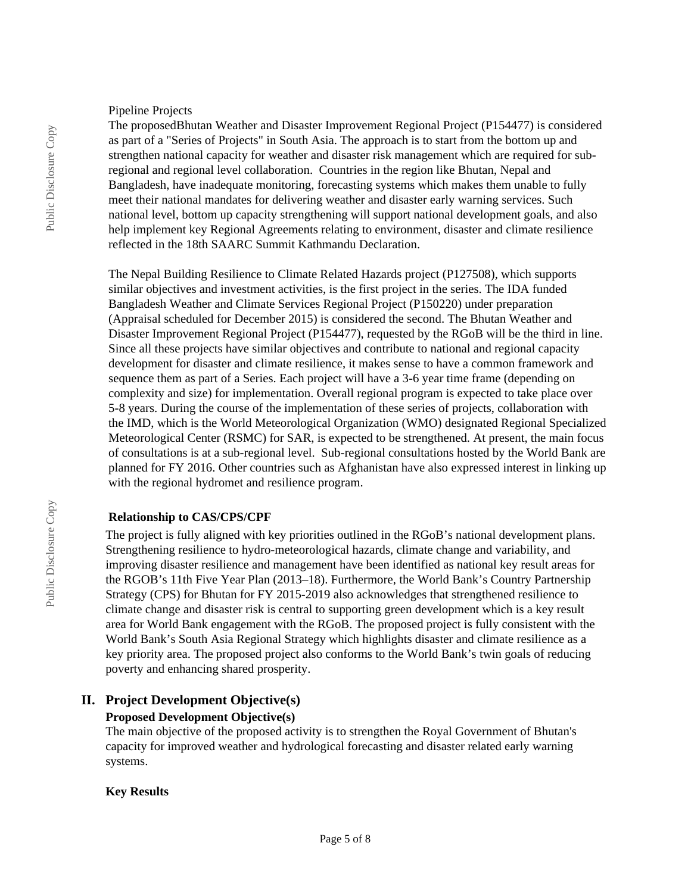Pipeline Projects

The proposedBhutan Weather and Disaster Improvement Regional Project (P154477) is considered as part of a "Series of Projects" in South Asia. The approach is to start from the bottom up and strengthen national capacity for weather and disaster risk management which are required for sub-regional and regional level collaboration. Countries in the region like Bhutan, Nepal and Bangladesh, have inadequate monitoring, forecasting systems which makes them unable to fully meet their national mandates for delivering weather and disaster early warning services. Such national level, bottom up capacity strengthening will support national development goals, and also help implement key Regional Agreements relating to environment, disaster and climate resilience reflected in the 18th SAARC Summit Kathmandu Declaration.

The Nepal Building Resilience to Climate Related Hazards project (P127508), which supports similar objectives and investment activities, is the first project in the series. The IDA funded Bangladesh Weather and Climate Services Regional Project (P150220) under preparation (Appraisal scheduled for December 2015) is considered the second. The Bhutan Weather and Disaster Improvement Regional Project (P154477), requested by the RGoB will be the third in line. Since all these projects have similar objectives and contribute to national and regional capacity development for disaster and climate resilience, it makes sense to have a common framework and sequence them as part of a Series. Each project will have a 3-6 year time frame (depending on complexity and size) for implementation. Overall regional program is expected to take place over 5-8 years. During the course of the implementation of these series of projects, collaboration with the IMD, which is the World Meteorological Organization (WMO) designated Regional Specialized Meteorological Center (RSMC) for SAR, is expected to be strengthened. At present, the main focus of consultations is at a sub-regional level. Sub-regional consultations hosted by the World Bank are planned for FY 2016. Other countries such as Afghanistan have also expressed interest in linking up with the regional hydromet and resilience program.

**Relationship to CAS/CPS/CPF**

The project is fully aligned with key priorities outlined in the RGoB's national development plans. Strengthening resilience to hydro-meteorological hazards, climate change and variability, and improving disaster resilience and management have been identified as national key result areas for the RGOB's 11th Five Year Plan (2013–18). Furthermore, the World Bank's Country Partnership Strategy (CPS) for Bhutan for FY 2015-2019 also acknowledges that strengthened resilience to climate change and disaster risk is central to supporting green development which is a key result area for World Bank engagement with the RGoB. The proposed project is fully consistent with the World Bank's South Asia Regional Strategy which highlights disaster and climate resilience as a key priority area. The proposed project also conforms to the World Bank's twin goals of reducing poverty and enhancing shared prosperity.

## II. Project Development Objective(s)

### Proposed Development Objective(s)

The main objective of the proposed activity is to strengthen the Royal Government of Bhutan's capacity for improved weather and hydrological forecasting and disaster related early warning systems.

### Key Results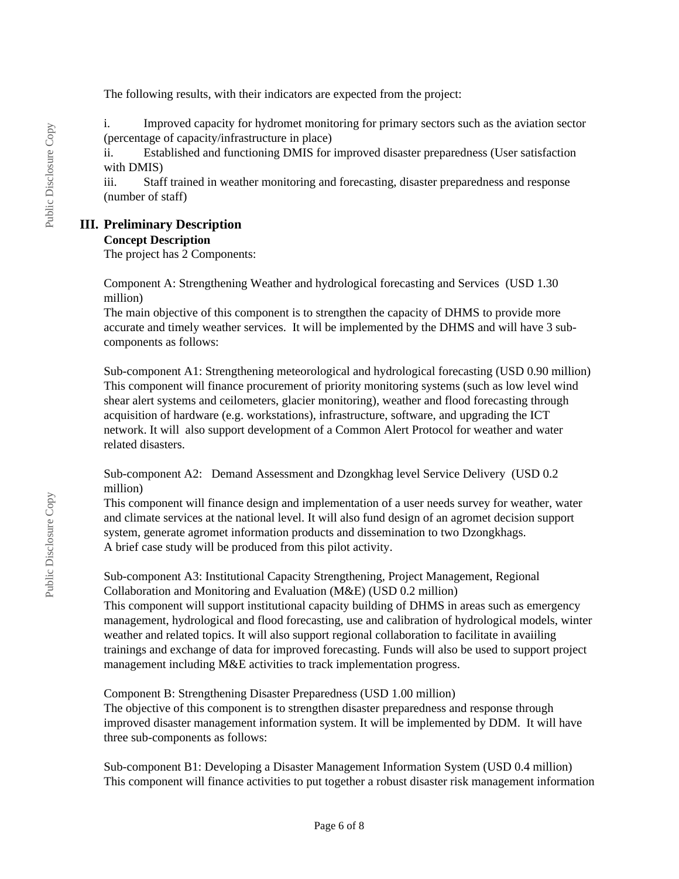The following results, with their indicators are expected from the project:

i. Improved capacity for hydromet monitoring for primary sectors such as the aviation sector (percentage of capacity/infrastructure in place)
ii. Established and functioning DMIS for improved disaster preparedness (User satisfaction with DMIS)
iii. Staff trained in weather monitoring and forecasting, disaster preparedness and response (number of staff)

## III. Preliminary Description

**Concept Description**

The project has 2 Components:

Component A: Strengthening Weather and hydrological forecasting and Services (USD 1.30 million)
The main objective of this component is to strengthen the capacity of DHMS to provide more accurate and timely weather services. It will be implemented by the DHMS and will have 3 sub-components as follows:

Sub-component A1: Strengthening meteorological and hydrological forecasting (USD 0.90 million)
This component will finance procurement of priority monitoring systems (such as low level wind shear alert systems and ceilometers, glacier monitoring), weather and flood forecasting through acquisition of hardware (e.g. workstations), infrastructure, software, and upgrading the ICT network. It will also support development of a Common Alert Protocol for weather and water related disasters.

Sub-component A2: Demand Assessment and Dzongkhag level Service Delivery (USD 0.2 million)
This component will finance design and implementation of a user needs survey for weather, water and climate services at the national level. It will also fund design of an agromet decision support system, generate agromet information products and dissemination to two Dzongkhags.
A brief case study will be produced from this pilot activity.

Sub-component A3: Institutional Capacity Strengthening, Project Management, Regional Collaboration and Monitoring and Evaluation (M&E) (USD 0.2 million)
This component will support institutional capacity building of DHMS in areas such as emergency management, hydrological and flood forecasting, use and calibration of hydrological models, winter weather and related topics. It will also support regional collaboration to facilitate in avaiiling trainings and exchange of data for improved forecasting. Funds will also be used to support project management including M&E activities to track implementation progress.

Component B: Strengthening Disaster Preparedness (USD 1.00 million)
The objective of this component is to strengthen disaster preparedness and response through improved disaster management information system. It will be implemented by DDM. It will have three sub-components as follows:

Sub-component B1: Developing a Disaster Management Information System (USD 0.4 million)
This component will finance activities to put together a robust disaster risk management information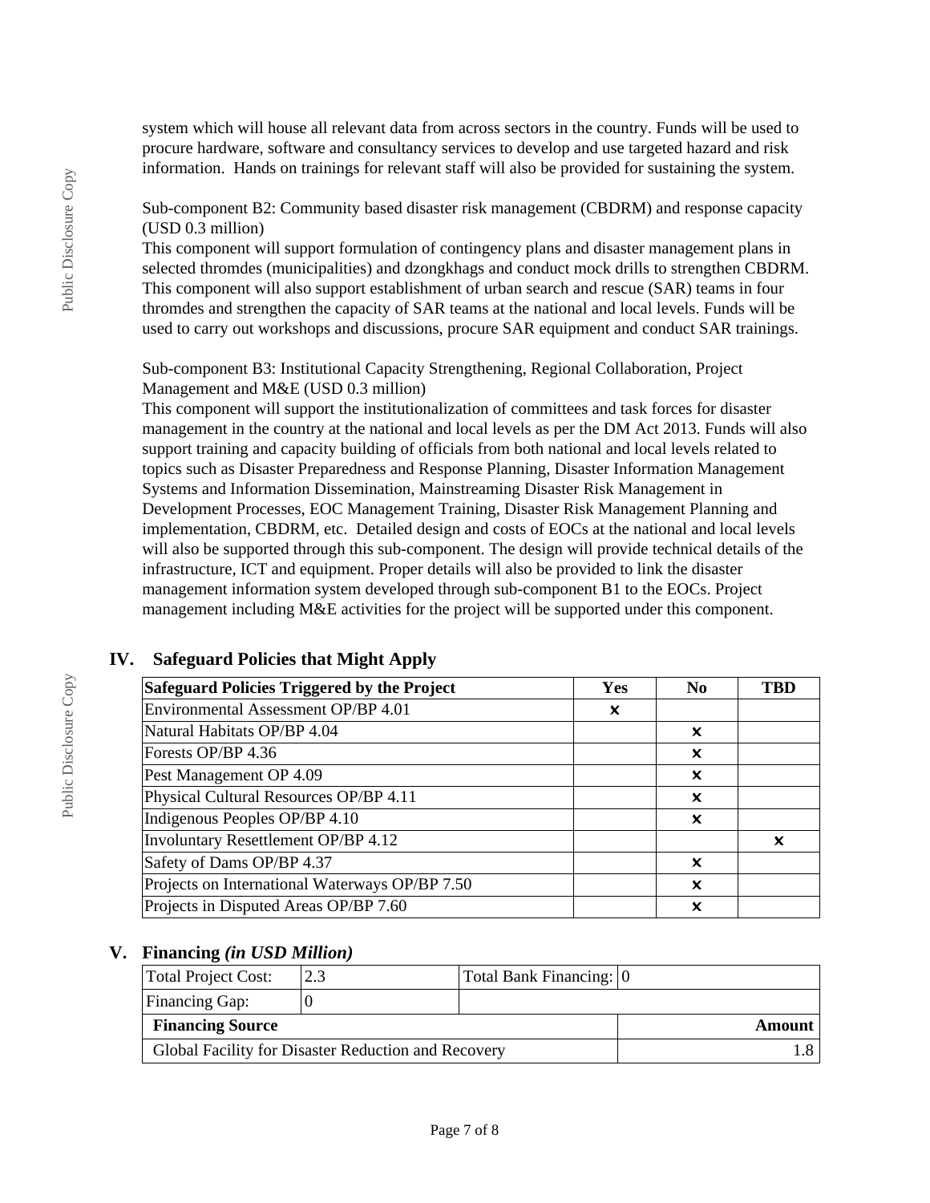system which will house all relevant data from across sectors in the country. Funds will be used to procure hardware, software and consultancy services to develop and use targeted hazard and risk information. Hands on trainings for relevant staff will also be provided for sustaining the system.

Sub-component B2: Community based disaster risk management (CBDRM) and response capacity (USD 0.3 million)
This component will support formulation of contingency plans and disaster management plans in selected thromdes (municipalities) and dzongkhags and conduct mock drills to strengthen CBDRM. This component will also support establishment of urban search and rescue (SAR) teams in four thromdes and strengthen the capacity of SAR teams at the national and local levels. Funds will be used to carry out workshops and discussions, procure SAR equipment and conduct SAR trainings.

Sub-component B3: Institutional Capacity Strengthening, Regional Collaboration, Project Management and M&E (USD 0.3 million)
This component will support the institutionalization of committees and task forces for disaster management in the country at the national and local levels as per the DM Act 2013. Funds will also support training and capacity building of officials from both national and local levels related to topics such as Disaster Preparedness and Response Planning, Disaster Information Management Systems and Information Dissemination, Mainstreaming Disaster Risk Management in Development Processes, EOC Management Training, Disaster Risk Management Planning and implementation, CBDRM, etc. Detailed design and costs of EOCs at the national and local levels will also be supported through this sub-component. The design will provide technical details of the infrastructure, ICT and equipment. Proper details will also be provided to link the disaster management information system developed through sub-component B1 to the EOCs. Project management including M&E activities for the project will be supported under this component.

## IV. Safeguard Policies that Might Apply

| Safeguard Policies Triggered by the Project | Yes | No | TBD |
|---|---|---|---|
| Environmental Assessment OP/BP 4.01 | ✖ | | |
| Natural Habitats OP/BP 4.04 | | ✖ | |
| Forests OP/BP 4.36 | | ✖ | |
| Pest Management OP 4.09 | | ✖ | |
| Physical Cultural Resources OP/BP 4.11 | | ✖ | |
| Indigenous Peoples OP/BP 4.10 | | ✖ | |
| Involuntary Resettlement OP/BP 4.12 | | | ✖ |
| Safety of Dams OP/BP 4.37 | | ✖ | |
| Projects on International Waterways OP/BP 7.50 | | ✖ | |
| Projects in Disputed Areas OP/BP 7.60 | | ✖ | |

## V. Financing *(in USD Million)*

| Total Project Cost: | 2.3 | Total Bank Financing: | 0 |
|---|---|---|---|
| Financing Gap: | 0 | | |

| Financing Source | Amount |
|---|---|
| Global Facility for Disaster Reduction and Recovery | 1.8 |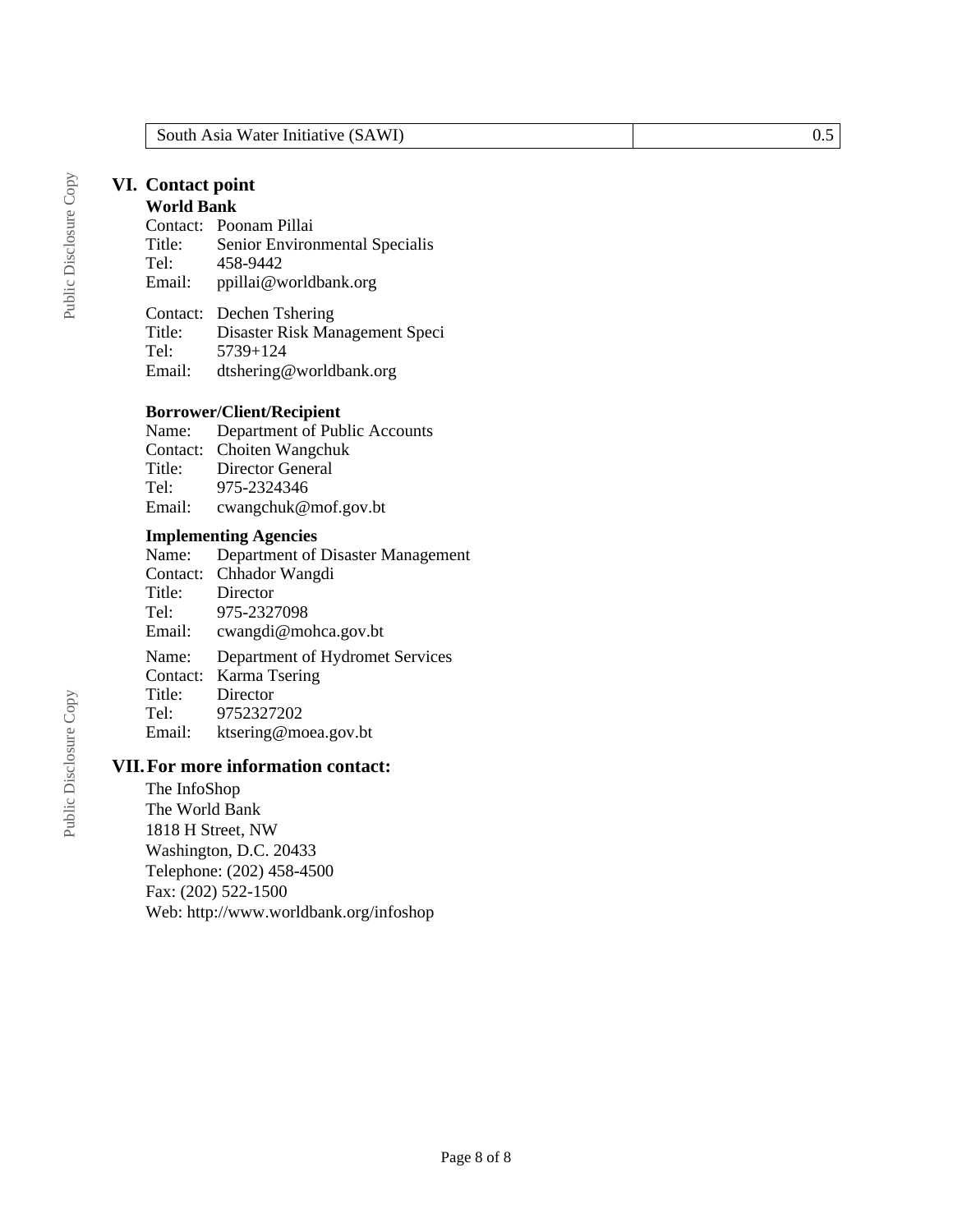| | |
|---|---|
| South Asia Water Initiative (SAWI) | 0.5 |

## VI. Contact point

**World Bank**

Contact: Poonam Pillai
Title: Senior Environmental Specialis
Tel: 458-9442
Email: ppillai@worldbank.org

Contact: Dechen Tshering
Title: Disaster Risk Management Speci
Tel: 5739+124
Email: dtshering@worldbank.org

**Borrower/Client/Recipient**

Name: Department of Public Accounts
Contact: Choiten Wangchuk
Title: Director General
Tel: 975-2324346
Email: cwangchuk@mof.gov.bt

**Implementing Agencies**

Name: Department of Disaster Management
Contact: Chhador Wangdi
Title: Director
Tel: 975-2327098
Email: cwangdi@mohca.gov.bt

Name: Department of Hydromet Services
Contact: Karma Tsering
Title: Director
Tel: 9752327202
Email: ktsering@moea.gov.bt

## VII. For more information contact:

The InfoShop
The World Bank
1818 H Street, NW
Washington, D.C. 20433
Telephone: (202) 458-4500
Fax: (202) 522-1500
Web: http://www.worldbank.org/infoshop